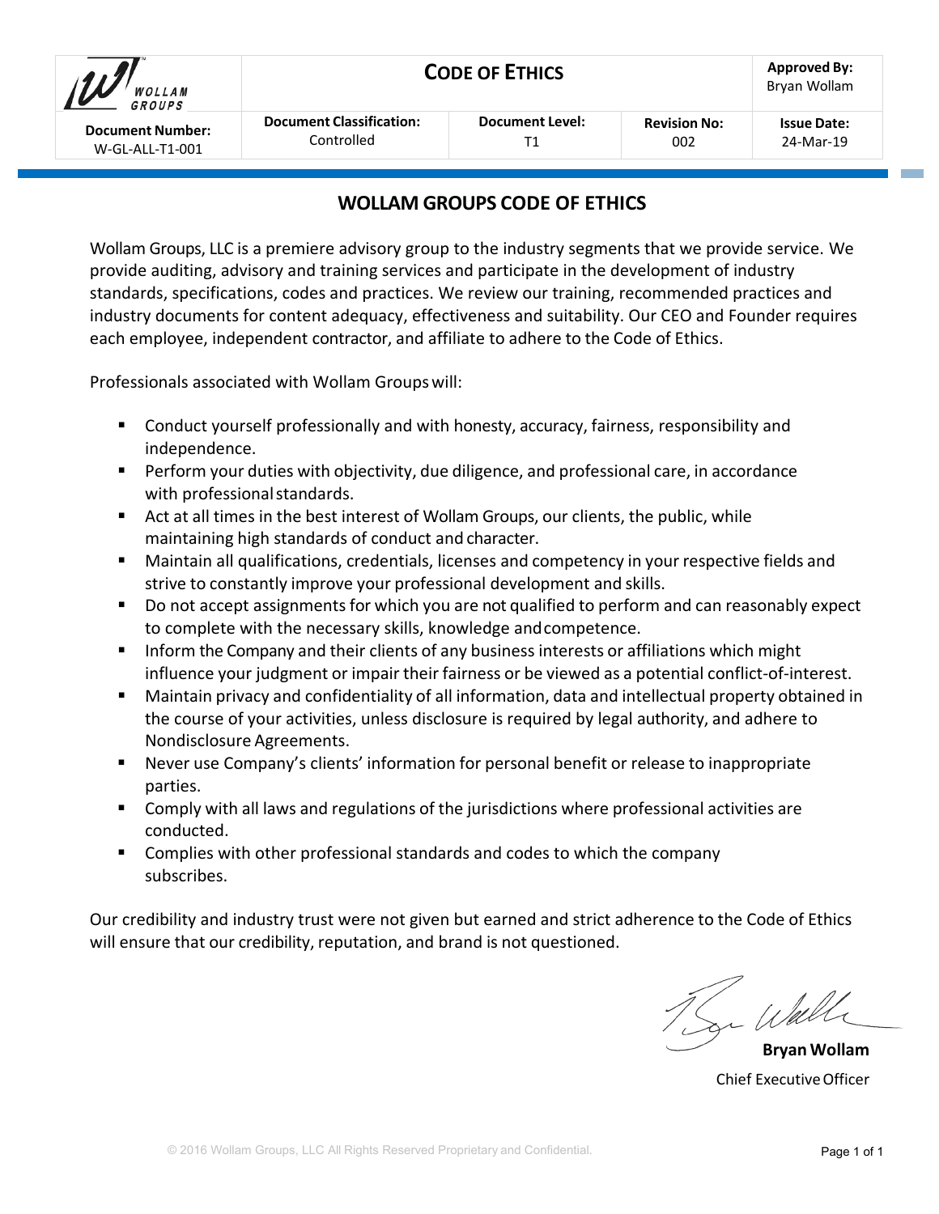| WOLLAM GROUPS | CODE OF ETHICS | | | Approved By: Bryan Wollam |
|---|---|---|---|---|
| **Document Number:** W-GL-ALL-T1-001 | **Document Classification:** Controlled | **Document Level:** T1 | **Revision No:** 002 | **Issue Date:** 24-Mar-19 |

# WOLLAM GROUPS CODE OF ETHICS

Wollam Groups, LLC is a premiere advisory group to the industry segments that we provide service. We provide auditing, advisory and training services and participate in the development of industry standards, specifications, codes and practices. We review our training, recommended practices and industry documents for content adequacy, effectiveness and suitability. Our CEO and Founder requires each employee, independent contractor, and affiliate to adhere to the Code of Ethics.

Professionals associated with Wollam Groups will:

- Conduct yourself professionally and with honesty, accuracy, fairness, responsibility and independence.
- Perform your duties with objectivity, due diligence, and professional care, in accordance with professional standards.
- Act at all times in the best interest of Wollam Groups, our clients, the public, while maintaining high standards of conduct and character.
- Maintain all qualifications, credentials, licenses and competency in your respective fields and strive to constantly improve your professional development and skills.
- Do not accept assignments for which you are not qualified to perform and can reasonably expect to complete with the necessary skills, knowledge and competence.
- Inform the Company and their clients of any business interests or affiliations which might influence your judgment or impair their fairness or be viewed as a potential conflict-of-interest.
- Maintain privacy and confidentiality of all information, data and intellectual property obtained in the course of your activities, unless disclosure is required by legal authority, and adhere to Nondisclosure Agreements.
- Never use Company's clients' information for personal benefit or release to inappropriate parties.
- Comply with all laws and regulations of the jurisdictions where professional activities are conducted.
- Complies with other professional standards and codes to which the company subscribes.

Our credibility and industry trust were not given but earned and strict adherence to the Code of Ethics will ensure that our credibility, reputation, and brand is not questioned.

**Bryan Wollam**
Chief Executive Officer

© 2016 Wollam Groups, LLC All Rights Reserved Proprietary and Confidential.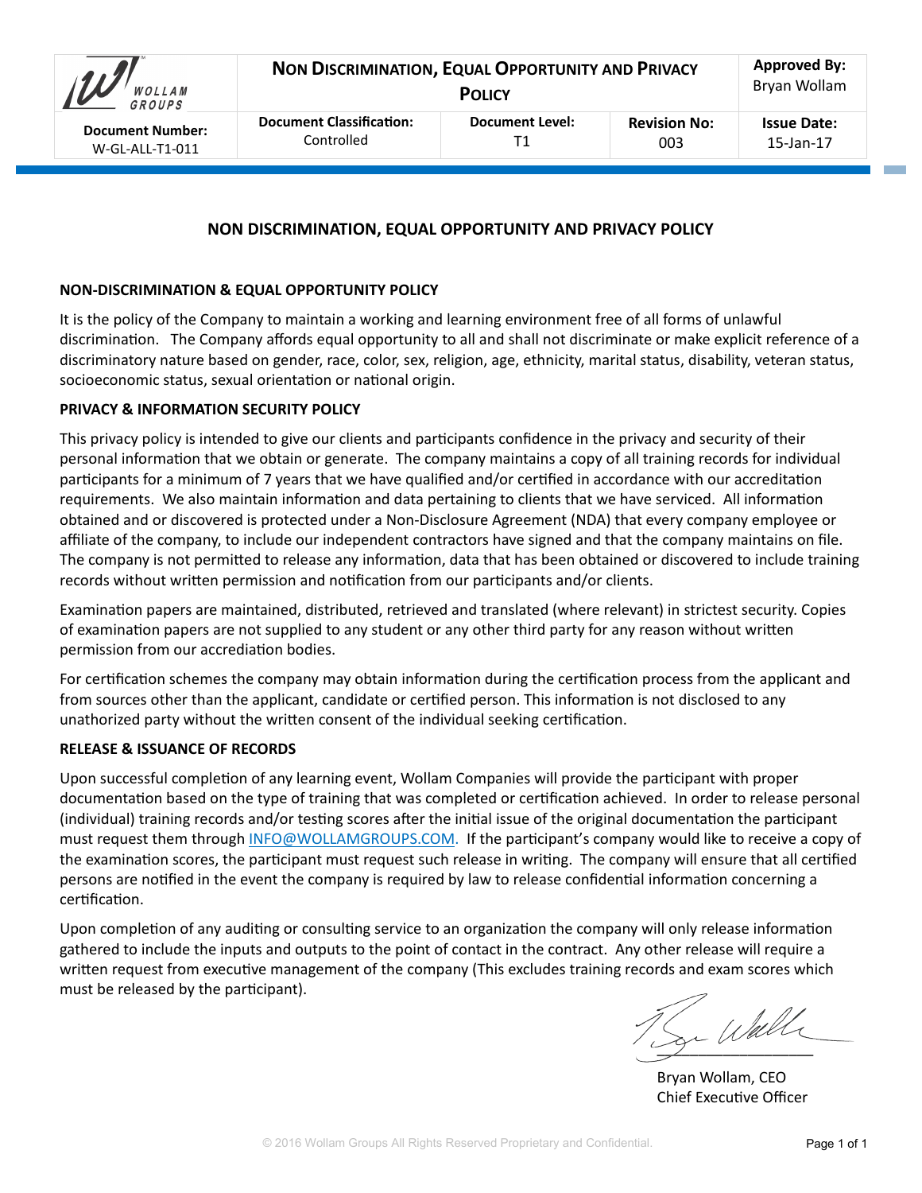| | NON DISCRIMINATION, EQUAL OPPORTUNITY AND PRIVACY POLICY | | | Approved By: Bryan Wollam |
|---|---|---|---|---|
| Document Number: W-GL-ALL-T1-011 | Document Classification: Controlled | Document Level: T1 | Revision No: 003 | Issue Date: 15-Jan-17 |

# NON DISCRIMINATION, EQUAL OPPORTUNITY AND PRIVACY POLICY

## NON-DISCRIMINATION & EQUAL OPPORTUNITY POLICY

It is the policy of the Company to maintain a working and learning environment free of all forms of unlawful discrimination. The Company affords equal opportunity to all and shall not discriminate or make explicit reference of a discriminatory nature based on gender, race, color, sex, religion, age, ethnicity, marital status, disability, veteran status, socioeconomic status, sexual orientation or national origin.

## PRIVACY & INFORMATION SECURITY POLICY

This privacy policy is intended to give our clients and participants confidence in the privacy and security of their personal information that we obtain or generate. The company maintains a copy of all training records for individual participants for a minimum of 7 years that we have qualified and/or certified in accordance with our accreditation requirements. We also maintain information and data pertaining to clients that we have serviced. All information obtained and or discovered is protected under a Non-Disclosure Agreement (NDA) that every company employee or affiliate of the company, to include our independent contractors have signed and that the company maintains on file. The company is not permitted to release any information, data that has been obtained or discovered to include training records without written permission and notification from our participants and/or clients.

Examination papers are maintained, distributed, retrieved and translated (where relevant) in strictest security. Copies of examination papers are not supplied to any student or any other third party for any reason without written permission from our accrediation bodies.

For certification schemes the company may obtain information during the certification process from the applicant and from sources other than the applicant, candidate or certified person. This information is not disclosed to any unathorized party without the written consent of the individual seeking certification.

## RELEASE & ISSUANCE OF RECORDS

Upon successful completion of any learning event, Wollam Companies will provide the participant with proper documentation based on the type of training that was completed or certification achieved. In order to release personal (individual) training records and/or testing scores after the initial issue of the original documentation the participant must request them through INFO@WOLLAMGROUPS.COM. If the participant's company would like to receive a copy of the examination scores, the participant must request such release in writing. The company will ensure that all certified persons are notified in the event the company is required by law to release confidential information concerning a certification.

Upon completion of any auditing or consulting service to an organization the company will only release information gathered to include the inputs and outputs to the point of contact in the contract. Any other release will require a written request from executive management of the company (This excludes training records and exam scores which must be released by the participant).

Bryan Wollam, CEO
Chief Executive Officer

© 2016 Wollam Groups All Rights Reserved Proprietary and Confidential.